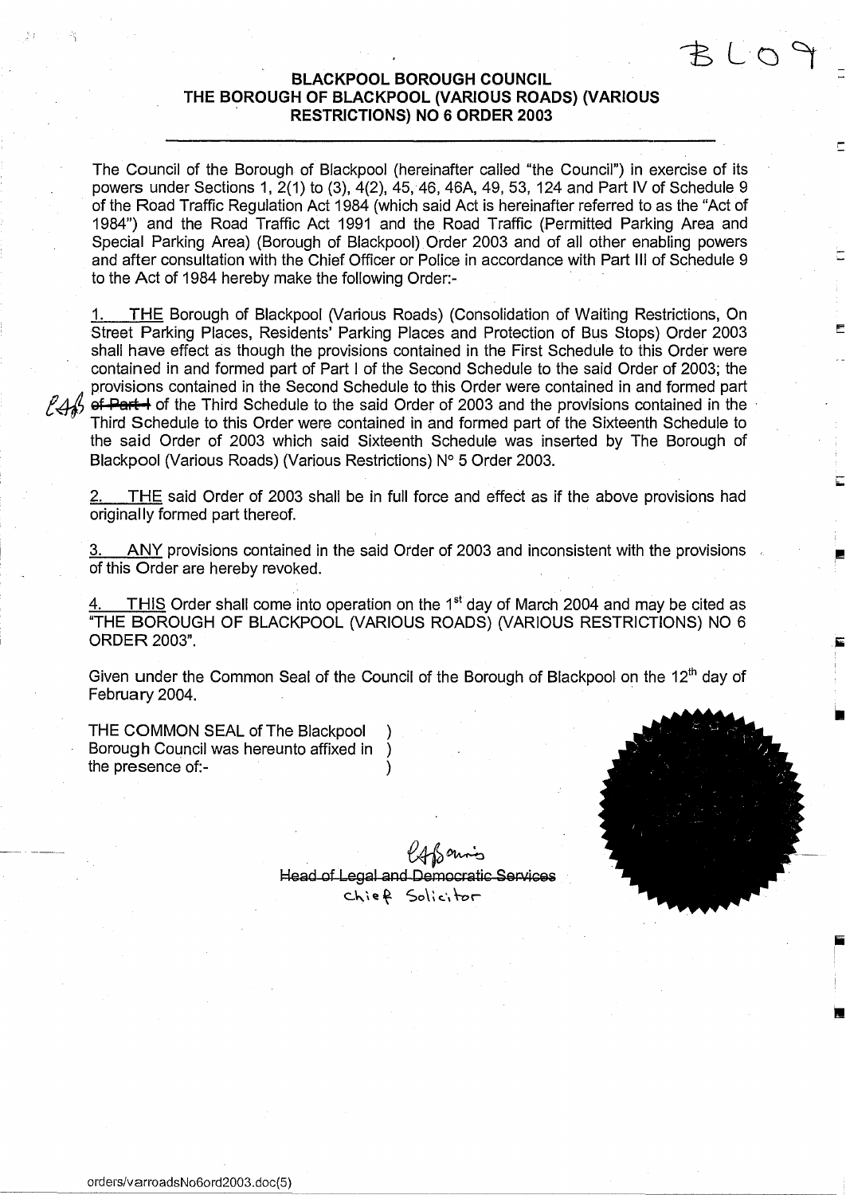BL09

# BLACKPOOL BOROUGH COUNCIL
# THE BOROUGH OF BLACKPOOL (VARIOUS ROADS) (VARIOUS RESTRICTIONS) NO 6 ORDER 2003

---

The Council of the Borough of Blackpool (hereinafter called "the Council") in exercise of its powers under Sections 1, 2(1) to (3), 4(2), 45, 46, 46A, 49, 53, 124 and Part IV of Schedule 9 of the Road Traffic Regulation Act 1984 (which said Act is hereinafter referred to as the "Act of 1984") and the Road Traffic Act 1991 and the Road Traffic (Permitted Parking Area and Special Parking Area) (Borough of Blackpool) Order 2003 and of all other enabling powers and after consultation with the Chief Officer or Police in accordance with Part III of Schedule 9 to the Act of 1984 hereby make the following Order:-

1. THE Borough of Blackpool (Various Roads) (Consolidation of Waiting Restrictions, On Street Parking Places, Residents' Parking Places and Protection of Bus Stops) Order 2003 shall have effect as though the provisions contained in the First Schedule to this Order were contained in and formed part of Part I of the Second Schedule to the said Order of 2003; the provisions contained in the Second Schedule to this Order were contained in and formed part ~~of Part I~~ of the Third Schedule to the said Order of 2003 and the provisions contained in the Third Schedule to this Order were contained in and formed part of the Sixteenth Schedule to the said Order of 2003 which said Sixteenth Schedule was inserted by The Borough of Blackpool (Various Roads) (Various Restrictions) N° 5 Order 2003.

2. THE said Order of 2003 shall be in full force and effect as if the above provisions had originally formed part thereof.

3. ANY provisions contained in the said Order of 2003 and inconsistent with the provisions of this Order are hereby revoked.

4. THIS Order shall come into operation on the 1st day of March 2004 and may be cited as "THE BOROUGH OF BLACKPOOL (VARIOUS ROADS) (VARIOUS RESTRICTIONS) NO 6 ORDER 2003".

Given under the Common Seal of the Council of the Borough of Blackpool on the 12th day of February 2004.

THE COMMON SEAL of The Blackpool Borough Council was hereunto affixed in the presence of:-

~~Head of Legal and Democratic Services~~
Chief Solicitor

orders/varroadsNo6ord2003.doc(5)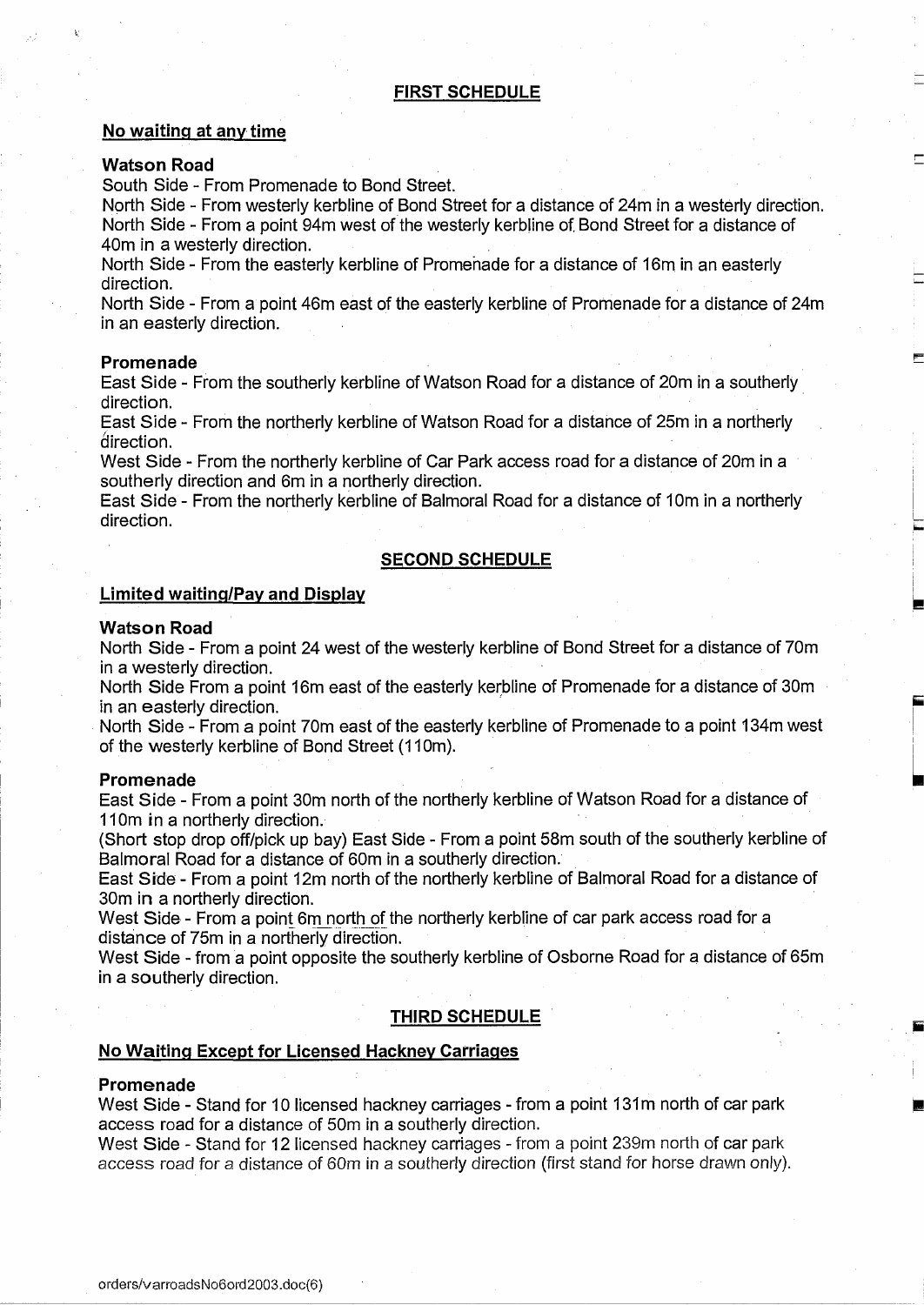## FIRST SCHEDULE

### No waiting at any time

**Watson Road**

South Side - From Promenade to Bond Street.
North Side - From westerly kerbline of Bond Street for a distance of 24m in a westerly direction.
North Side - From a point 94m west of the westerly kerbline of Bond Street for a distance of 40m in a westerly direction.
North Side - From the easterly kerbline of Promenade for a distance of 16m in an easterly direction.
North Side - From a point 46m east of the easterly kerbline of Promenade for a distance of 24m in an easterly direction.

**Promenade**

East Side - From the southerly kerbline of Watson Road for a distance of 20m in a southerly direction.
East Side - From the northerly kerbline of Watson Road for a distance of 25m in a northerly direction.
West Side - From the northerly kerbline of Car Park access road for a distance of 20m in a southerly direction and 6m in a northerly direction.
East Side - From the northerly kerbline of Balmoral Road for a distance of 10m in a northerly direction.

## SECOND SCHEDULE

### Limited waiting/Pay and Display

**Watson Road**

North Side - From a point 24 west of the westerly kerbline of Bond Street for a distance of 70m in a westerly direction.
North Side From a point 16m east of the easterly kerbline of Promenade for a distance of 30m in an easterly direction.
North Side - From a point 70m east of the easterly kerbline of Promenade to a point 134m west of the westerly kerbline of Bond Street (110m).

**Promenade**

East Side - From a point 30m north of the northerly kerbline of Watson Road for a distance of 110m in a northerly direction.
(Short stop drop off/pick up bay) East Side - From a point 58m south of the southerly kerbline of Balmoral Road for a distance of 60m in a southerly direction.
East Side - From a point 12m north of the northerly kerbline of Balmoral Road for a distance of 30m in a northerly direction.
West Side - From a point 6m north of the northerly kerbline of car park access road for a distance of 75m in a northerly direction.
West Side - from a point opposite the southerly kerbline of Osborne Road for a distance of 65m in a southerly direction.

## THIRD SCHEDULE

### No Waiting Except for Licensed Hackney Carriages

**Promenade**

West Side - Stand for 10 licensed hackney carriages - from a point 131m north of car park access road for a distance of 50m in a southerly direction.
West Side - Stand for 12 licensed hackney carriages - from a point 239m north of car park access road for a distance of 60m in a southerly direction (first stand for horse drawn only).

orders/varroadsNo6ord2003.doc(6)